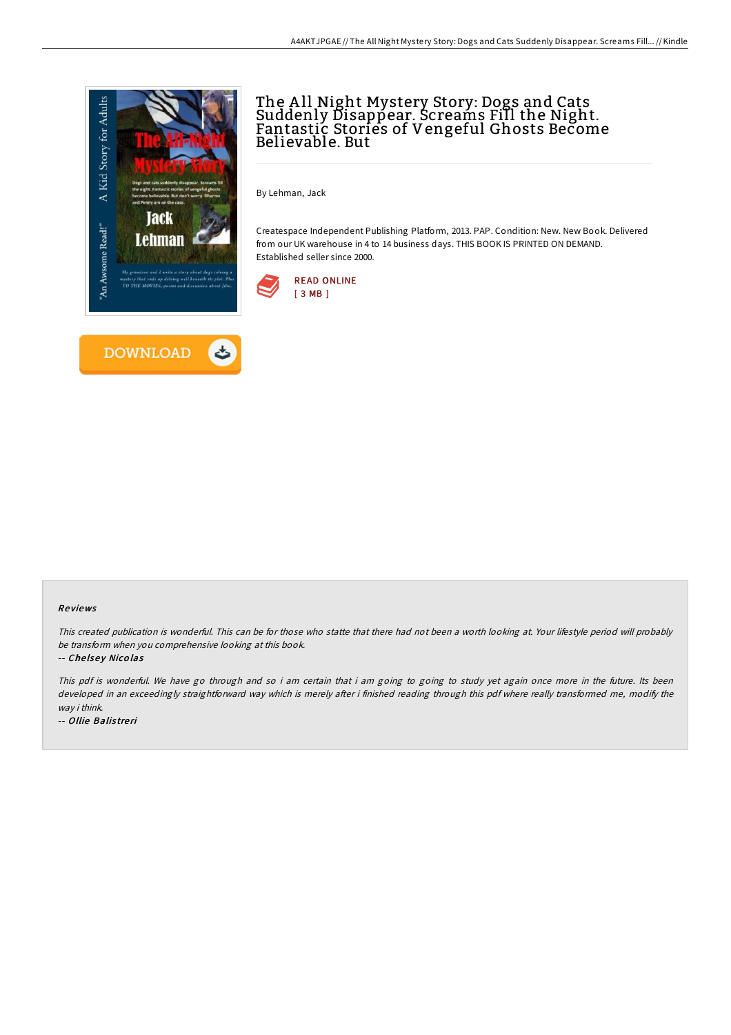# The All Night Mystery Story: Dogs and Cats Suddenly Disappear. Screams Fill the Night. Fantastic Stories of Vengeful Ghosts Become Believable. But

By Lehman, Jack

Createspace Independent Publishing Platform, 2013. PAP. Condition: New. New Book. Delivered from our UK warehouse in 4 to 14 business days. THIS BOOK IS PRINTED ON DEMAND. Established seller since 2000.

READ ONLINE
[ 3 MB ]

DOWNLOAD

### Reviews

*This created publication is wonderful. This can be for those who statte that there had not been a worth looking at. Your lifestyle period will probably be transform when you comprehensive looking at this book.*

-- *Chelsey Nicolas*

*This pdf is wonderful. We have go through and so i am certain that i am going to going to study yet again once more in the future. Its been developed in an exceedingly straightforward way which is merely after i finished reading through this pdf where really transformed me, modify the way i think.*

-- *Ollie Balistreri*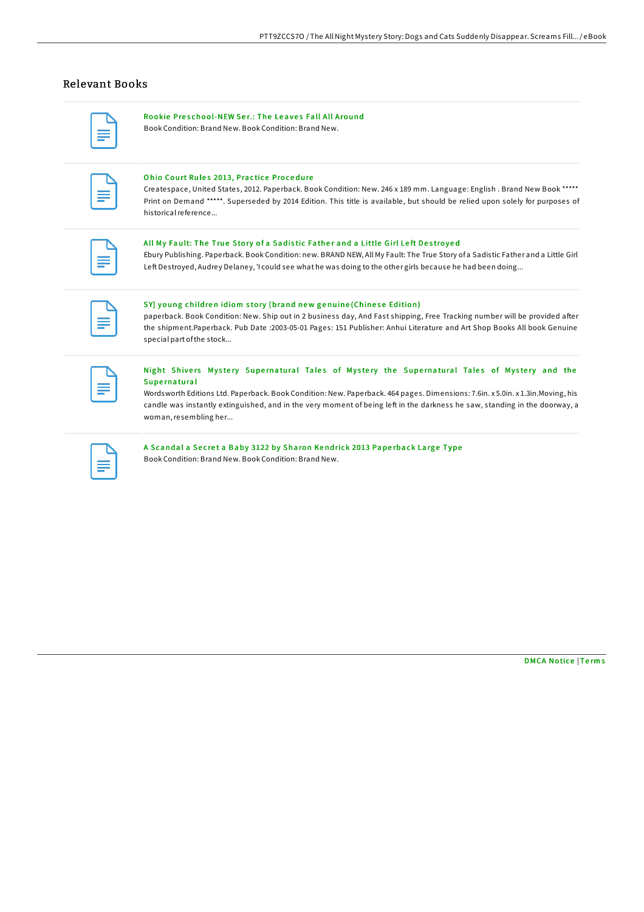## Relevant Books

**Rookie Preschool-NEW Ser.: The Leaves Fall All Around**
Book Condition: Brand New. Book Condition: Brand New.

**Ohio Court Rules 2013, Practice Procedure**
Createspace, United States, 2012. Paperback. Book Condition: New. 246 x 189 mm. Language: English . Brand New Book ***** Print on Demand *****. Superseded by 2014 Edition. This title is available, but should be relied upon solely for purposes of historical reference...

**All My Fault: The True Story of a Sadistic Father and a Little Girl Left Destroyed**
Ebury Publishing. Paperback. Book Condition: new. BRAND NEW, All My Fault: The True Story of a Sadistic Father and a Little Girl Left Destroyed, Audrey Delaney, 'I could see what he was doing to the other girls because he had been doing...

**SY] young children idiom story [brand new genuine(Chinese Edition)**
paperback. Book Condition: New. Ship out in 2 business day, And Fast shipping, Free Tracking number will be provided after the shipment.Paperback. Pub Date :2003-05-01 Pages: 151 Publisher: Anhui Literature and Art Shop Books All book Genuine special part of the stock...

**Night Shivers Mystery Supernatural Tales of Mystery the Supernatural Tales of Mystery and the Supernatural**
Wordsworth Editions Ltd. Paperback. Book Condition: New. Paperback. 464 pages. Dimensions: 7.6in. x 5.0in. x 1.3in.Moving, his candle was instantly extinguished, and in the very moment of being left in the darkness he saw, standing in the doorway, a woman, resembling her...

**A Scandal a Secret a Baby 3122 by Sharon Kendrick 2013 Paperback Large Type**
Book Condition: Brand New. Book Condition: Brand New.

DMCA Notice | Terms